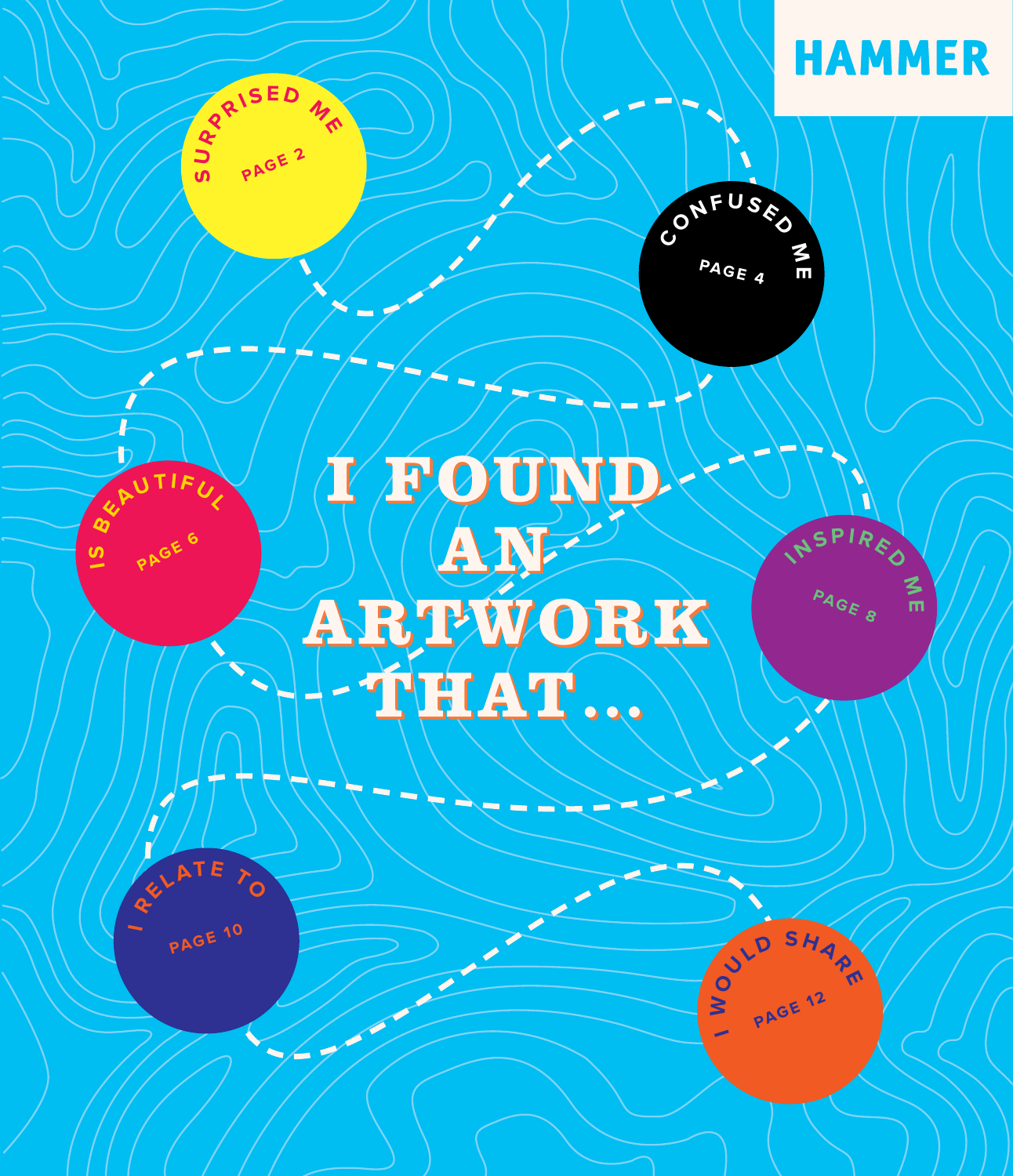HAMMER

# I FOUND AN ARTWORK THAT...

- SURPRISED ME — PAGE 2
- CONFUSED ME — PAGE 4
- IS BEAUTIFUL — PAGE 6
- INSPIRED ME — PAGE 8
- I RELATE TO — PAGE 10
- I WOULD SHARE — PAGE 12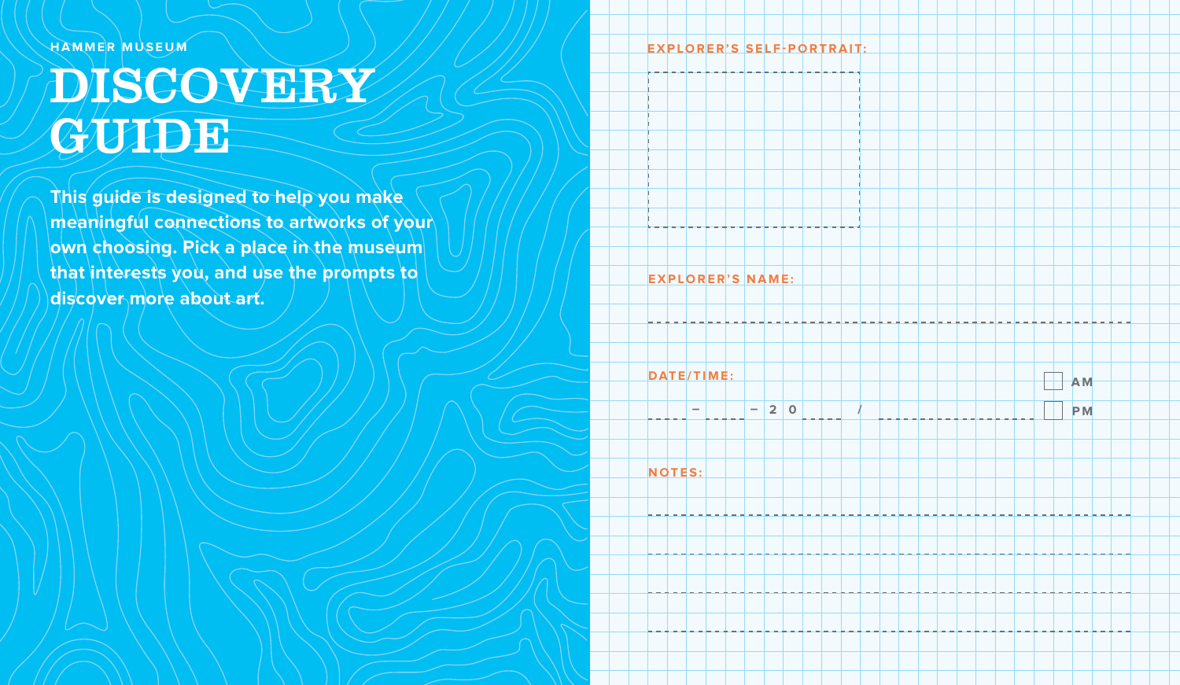HAMMER MUSEUM

# DISCOVERY GUIDE

**This guide is designed to help you make meaningful connections to artworks of your own choosing. Pick a place in the museum that interests you, and use the prompts to discover more about art.**

**EXPLORER'S SELF-PORTRAIT:**

**EXPLORER'S NAME:**

**DATE/TIME:**

\_\_\_ – \_\_\_ – 20 \_\_\_ / \_\_\_\_\_\_ ☐ AM ☐ PM

**NOTES:**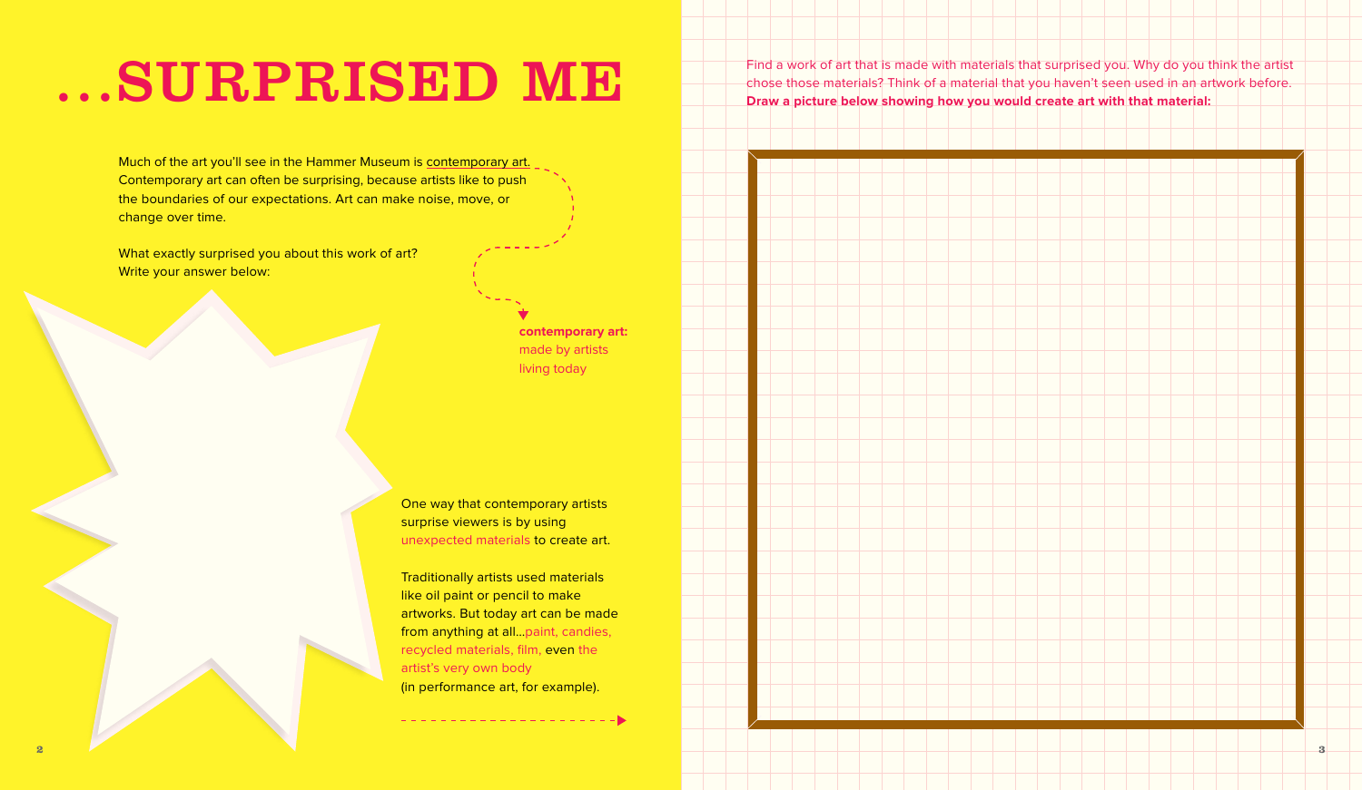# ...SURPRISED ME

Much of the art you'll see in the Hammer Museum is contemporary art. Contemporary art can often be surprising, because artists like to push the boundaries of our expectations. Art can make noise, move, or change over time.

**contemporary art:** made by artists living today

What exactly surprised you about this work of art? Write your answer below:

One way that contemporary artists surprise viewers is by using unexpected materials to create art.

Traditionally artists used materials like oil paint or pencil to make artworks. But today art can be made from anything at all...paint, candies, recycled materials, film, even the artist's very own body (in performance art, for example).

Find a work of art that is made with materials that surprised you. Why do you think the artist chose those materials? Think of a material that you haven't seen used in an artwork before. **Draw a picture below showing how you would create art with that material:**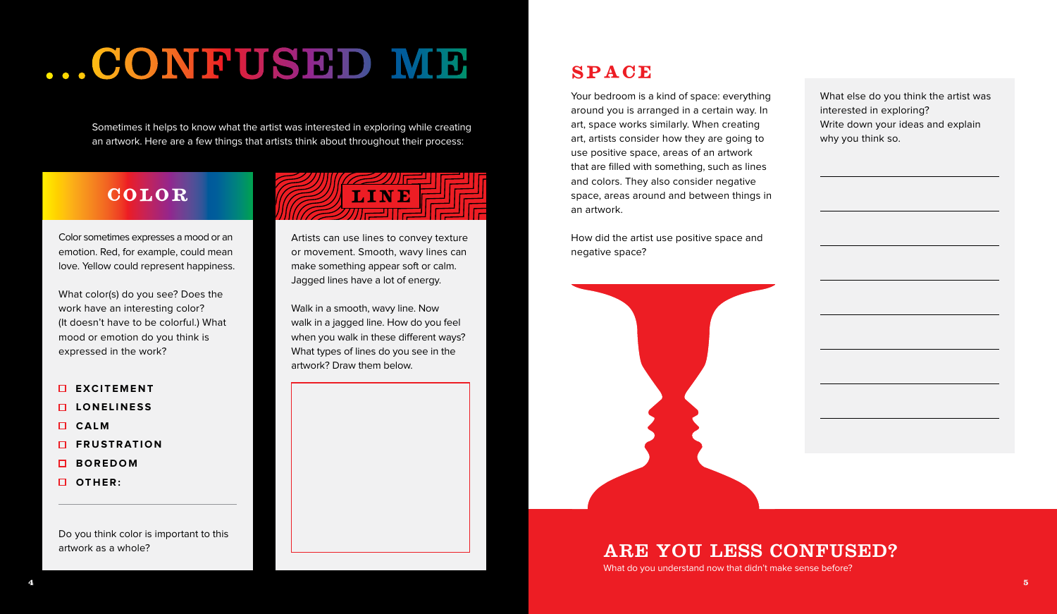# ...CONFUSED ME

Sometimes it helps to know what the artist was interested in exploring while creating an artwork. Here are a few things that artists think about throughout their process:

## COLOR

Color sometimes expresses a mood or an emotion. Red, for example, could mean love. Yellow could represent happiness.

What color(s) do you see? Does the work have an interesting color? (It doesn't have to be colorful.) What mood or emotion do you think is expressed in the work?

- [ ] **EXCITEMENT**
- [ ] **LONELINESS**
- [ ] **CALM**
- [ ] **FRUSTRATION**
- [ ] **BOREDOM**
- [ ] **OTHER:**

Do you think color is important to this artwork as a whole?

## LINE

Artists can use lines to convey texture or movement. Smooth, wavy lines can make something appear soft or calm. Jagged lines have a lot of energy.

Walk in a smooth, wavy line. Now walk in a jagged line. How do you feel when you walk in these different ways? What types of lines do you see in the artwork? Draw them below.

## SPACE

Your bedroom is a kind of space: everything around you is arranged in a certain way. In art, space works similarly. When creating art, artists consider how they are going to use positive space, areas of an artwork that are filled with something, such as lines and colors. They also consider negative space, areas around and between things in an artwork.

How did the artist use positive space and negative space?

What else do you think the artist was interested in exploring? Write down your ideas and explain why you think so.

## ARE YOU LESS CONFUSED?

What do you understand now that didn't make sense before?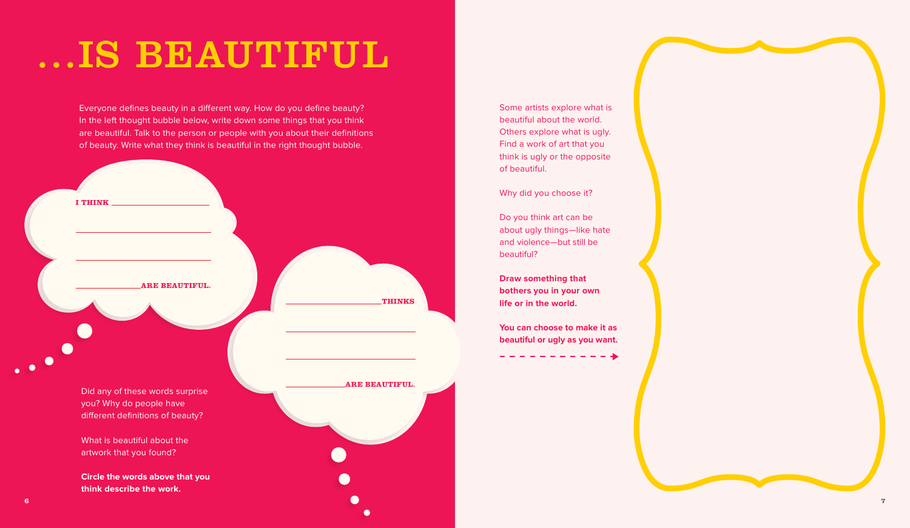# ...IS BEAUTIFUL

Everyone defines beauty in a different way. How do you define beauty? In the left thought bubble below, write down some things that you think are beautiful. Talk to the person or people with you about their definitions of beauty. Write what they think is beautiful in the right thought bubble.

I THINK ________________________

________________________

________________________

______________ARE BEAUTIFUL.

______________________THINKS

________________________

________________________

______________ARE BEAUTIFUL.

Did any of these words surprise you? Why do people have different definitions of beauty?

What is beautiful about the artwork that you found?

**Circle the words above that you think describe the work.**

Some artists explore what is beautiful about the world. Others explore what is ugly. Find a work of art that you think is ugly or the opposite of beautiful.

Why did you choose it?

Do you think art can be about ugly things—like hate and violence—but still be beautiful?

**Draw something that bothers you in your own life or in the world.**

**You can choose to make it as beautiful or ugly as you want.**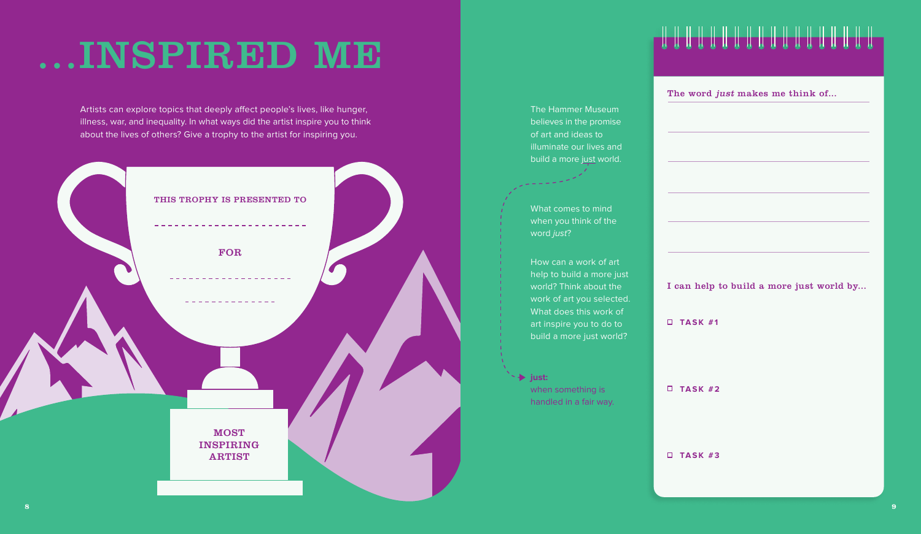# ...INSPIRED ME

Artists can explore topics that deeply affect people's lives, like hunger, illness, war, and inequality. In what ways did the artist inspire you to think about the lives of others? Give a trophy to the artist for inspiring you.

THIS TROPHY IS PRESENTED TO

------------------------

FOR

------------------

--------------

MOST INSPIRING ARTIST

The Hammer Museum believes in the promise of art and ideas to illuminate our lives and build a more just world.

What comes to mind when you think of the word *just*?

How can a work of art help to build a more just world? Think about the work of art you selected. What does this work of art inspire you to do to build a more just world?

**just:** when something is handled in a fair way.

The word *just* makes me think of...

______________________________

______________________________

______________________________

______________________________

______________________________

I can help to build a more just world by...

- [ ] **TASK #1**
- [ ] **TASK #2**
- [ ] **TASK #3**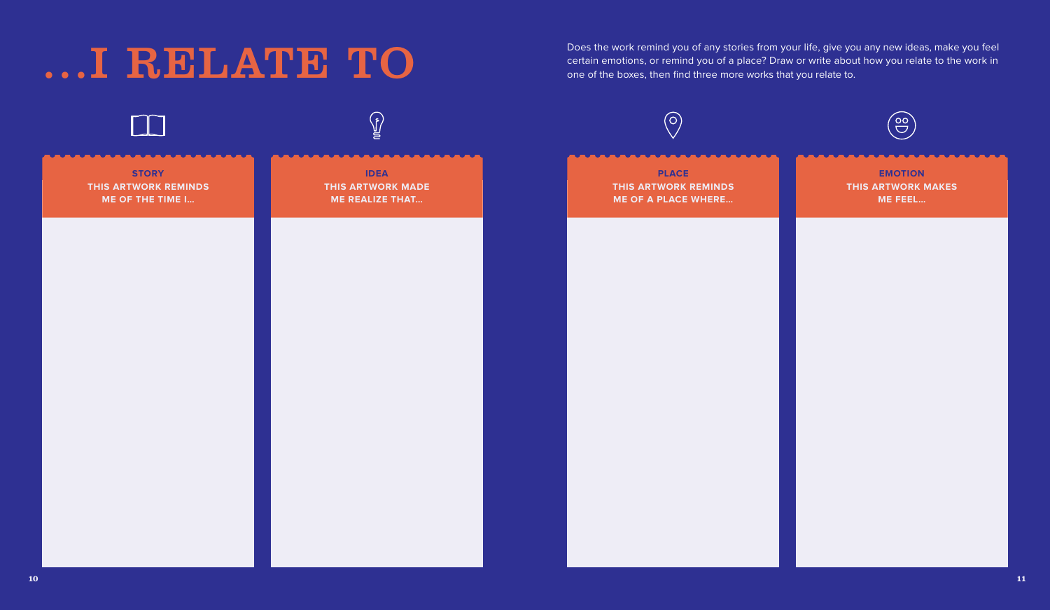# ...I RELATE TO

Does the work remind you of any stories from your life, give you any new ideas, make you feel certain emotions, or remind you of a place? Draw or write about how you relate to the work in one of the boxes, then find three more works that you relate to.

**STORY**
THIS ARTWORK REMINDS ME OF THE TIME I...

**IDEA**
THIS ARTWORK MADE ME REALIZE THAT...

**PLACE**
THIS ARTWORK REMINDS ME OF A PLACE WHERE...

**EMOTION**
THIS ARTWORK MAKES ME FEEL...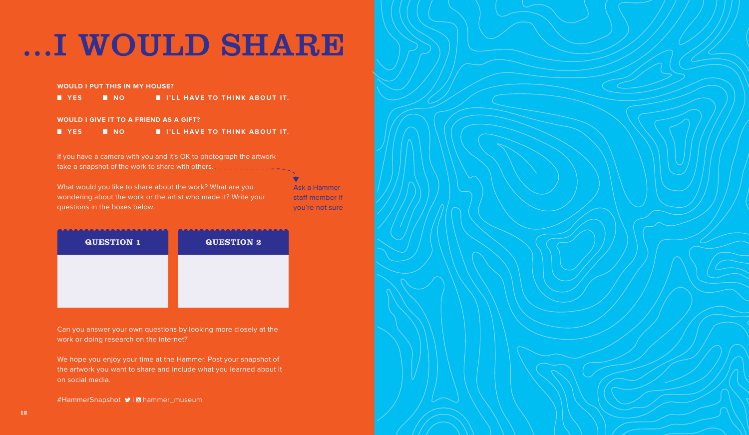# ...I WOULD SHARE

**WOULD I PUT THIS IN MY HOUSE?**

- YES
- NO
- I'LL HAVE TO THINK ABOUT IT.

**WOULD I GIVE IT TO A FRIEND AS A GIFT?**

- YES
- NO
- I'LL HAVE TO THINK ABOUT IT.

If you have a camera with you and it's OK to photograph the artwork take a snapshot of the work to share with others.

Ask a Hammer staff member if you're not sure

What would you like to share about the work? What are you wondering about the work or the artist who made it? Write your questions in the boxes below.

| QUESTION 1 | QUESTION 2 |
|---|---|
| | |

Can you answer your own questions by looking more closely at the work or doing research on the internet?

We hope you enjoy your time at the Hammer. Post your snapshot of the artwork you want to share and include what you learned about it on social media.

#HammerSnapshot | hammer_museum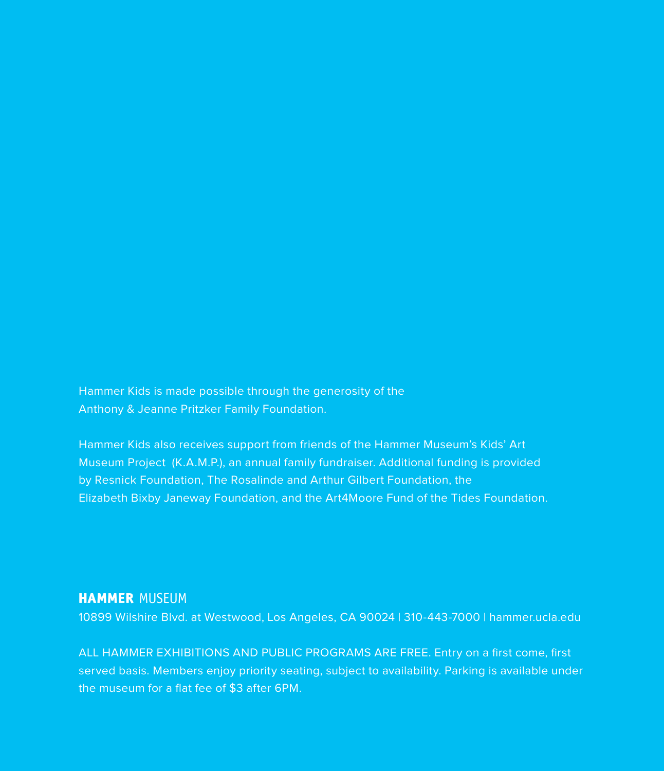Hammer Kids is made possible through the generosity of the Anthony & Jeanne Pritzker Family Foundation.

Hammer Kids also receives support from friends of the Hammer Museum's Kids' Art Museum Project (K.A.M.P.), an annual family fundraiser. Additional funding is provided by Resnick Foundation, The Rosalinde and Arthur Gilbert Foundation, the Elizabeth Bixby Janeway Foundation, and the Art4Moore Fund of the Tides Foundation.

**HAMMER** MUSEUM

10899 Wilshire Blvd. at Westwood, Los Angeles, CA 90024 | 310-443-7000 | hammer.ucla.edu

ALL HAMMER EXHIBITIONS AND PUBLIC PROGRAMS ARE FREE. Entry on a first come, first served basis. Members enjoy priority seating, subject to availability. Parking is available under the museum for a flat fee of $3 after 6PM.